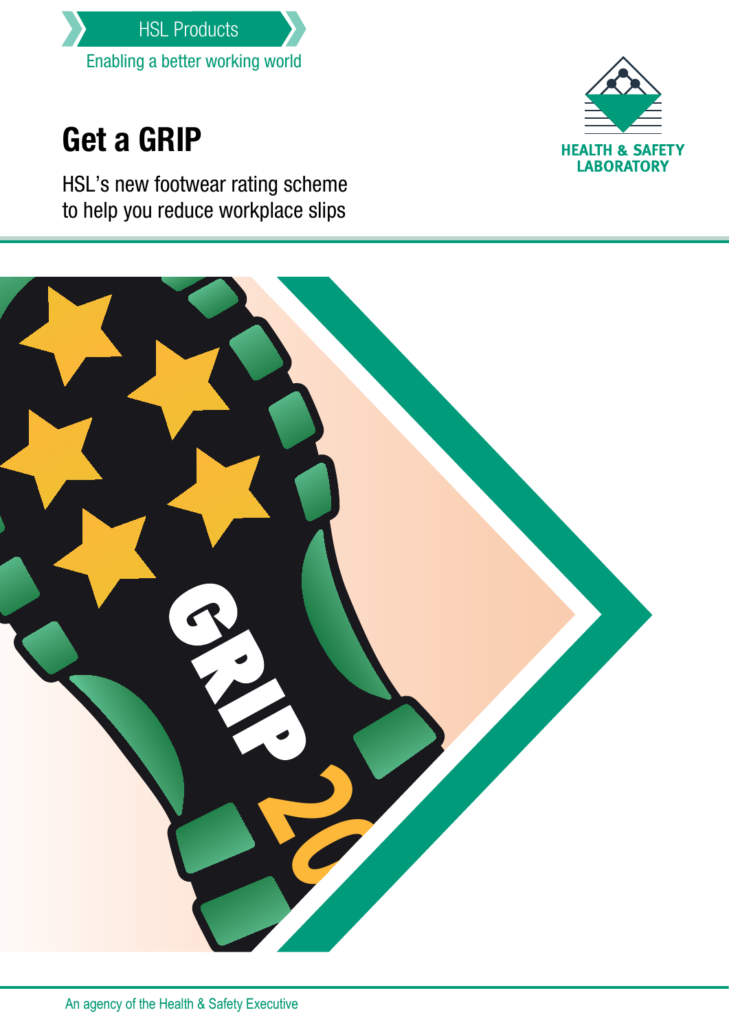HSL Products

Enabling a better working world

# Get a GRIP

HSL's new footwear rating scheme to help you reduce workplace slips

HEALTH & SAFETY LABORATORY

An agency of the Health & Safety Executive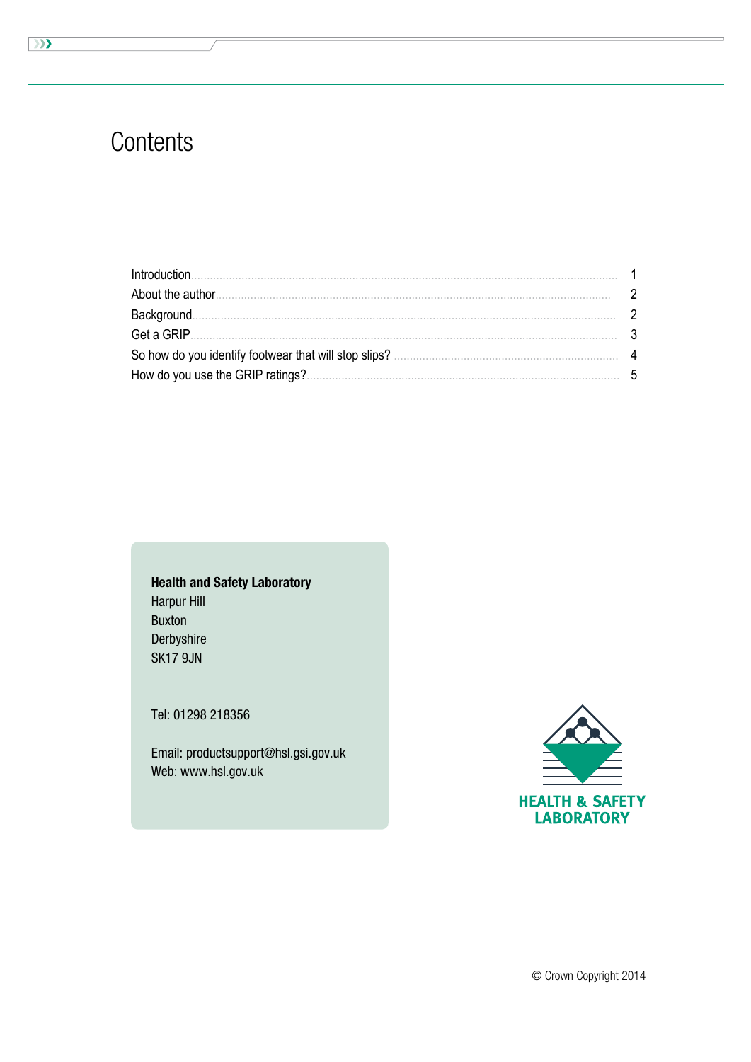# Contents

| | |
|---|---|
| Introduction | 1 |
| About the author | 2 |
| Background | 2 |
| Get a GRIP | 3 |
| So how do you identify footwear that will stop slips? | 4 |
| How do you use the GRIP ratings? | 5 |

**Health and Safety Laboratory**
Harpur Hill
Buxton
Derbyshire
SK17 9JN

Tel: 01298 218356

Email: productsupport@hsl.gsi.gov.uk
Web: www.hsl.gov.uk

HEALTH & SAFETY LABORATORY

© Crown Copyright 2014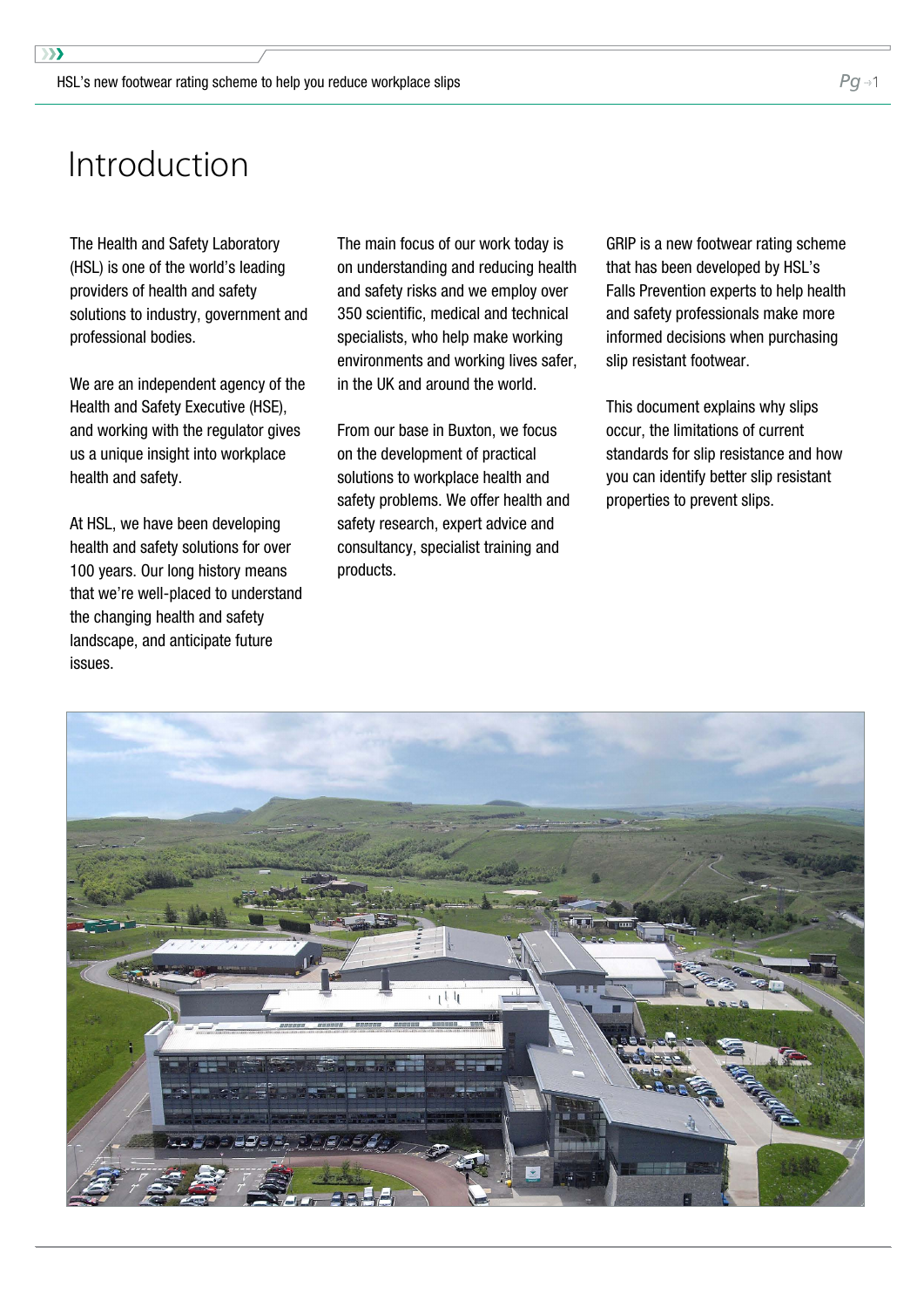# Introduction

The Health and Safety Laboratory (HSL) is one of the world's leading providers of health and safety solutions to industry, government and professional bodies.

We are an independent agency of the Health and Safety Executive (HSE), and working with the regulator gives us a unique insight into workplace health and safety.

At HSL, we have been developing health and safety solutions for over 100 years. Our long history means that we're well-placed to understand the changing health and safety landscape, and anticipate future issues.

The main focus of our work today is on understanding and reducing health and safety risks and we employ over 350 scientific, medical and technical specialists, who help make working environments and working lives safer, in the UK and around the world.

From our base in Buxton, we focus on the development of practical solutions to workplace health and safety problems. We offer health and safety research, expert advice and consultancy, specialist training and products.

GRIP is a new footwear rating scheme that has been developed by HSL's Falls Prevention experts to help health and safety professionals make more informed decisions when purchasing slip resistant footwear.

This document explains why slips occur, the limitations of current standards for slip resistance and how you can identify better slip resistant properties to prevent slips.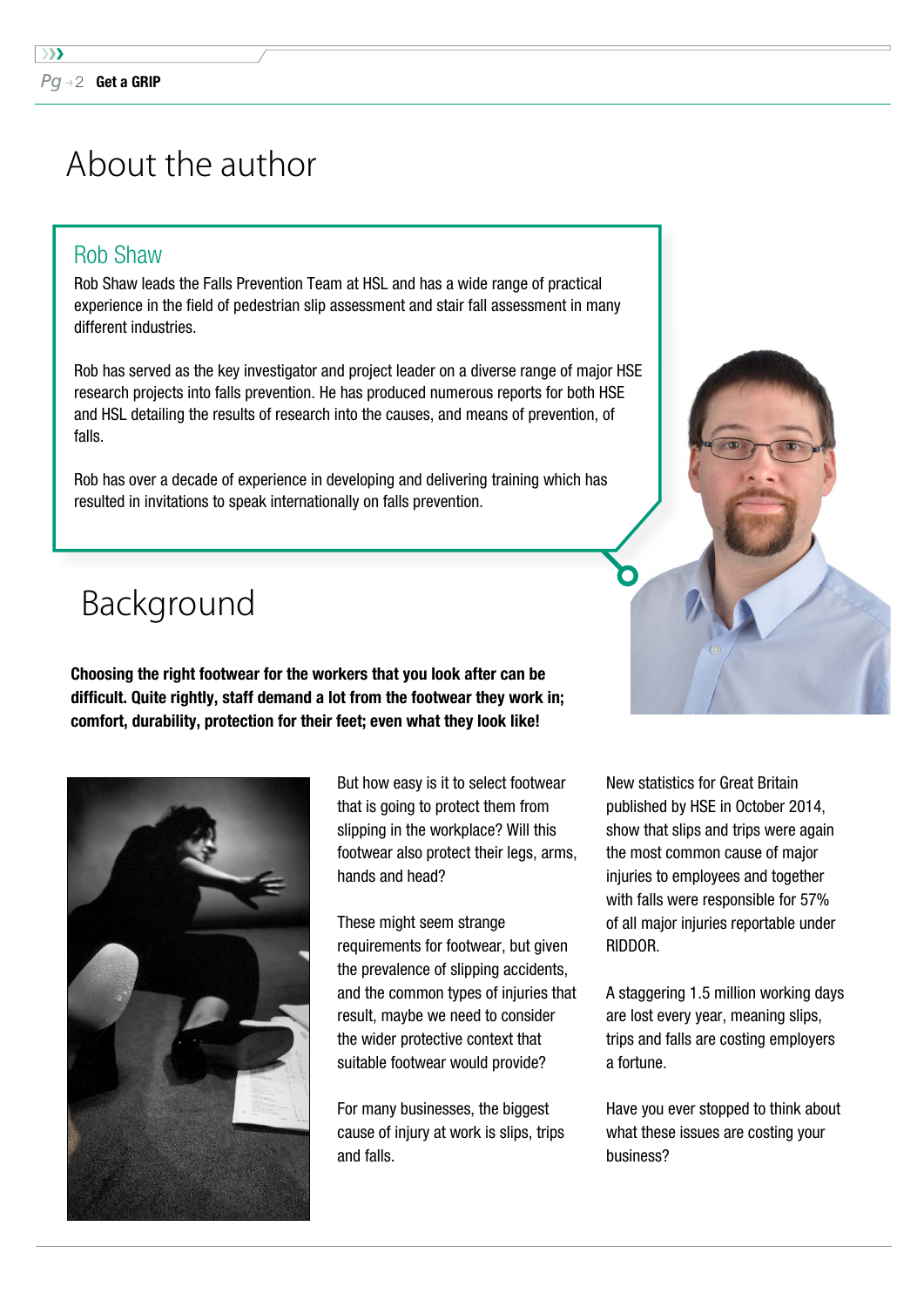# About the author

## Rob Shaw

Rob Shaw leads the Falls Prevention Team at HSL and has a wide range of practical experience in the field of pedestrian slip assessment and stair fall assessment in many different industries.

Rob has served as the key investigator and project leader on a diverse range of major HSE research projects into falls prevention. He has produced numerous reports for both HSE and HSL detailing the results of research into the causes, and means of prevention, of falls.

Rob has over a decade of experience in developing and delivering training which has resulted in invitations to speak internationally on falls prevention.

# Background

**Choosing the right footwear for the workers that you look after can be difficult. Quite rightly, staff demand a lot from the footwear they work in; comfort, durability, protection for their feet; even what they look like!**

But how easy is it to select footwear that is going to protect them from slipping in the workplace? Will this footwear also protect their legs, arms, hands and head?

These might seem strange requirements for footwear, but given the prevalence of slipping accidents, and the common types of injuries that result, maybe we need to consider the wider protective context that suitable footwear would provide?

For many businesses, the biggest cause of injury at work is slips, trips and falls.

New statistics for Great Britain published by HSE in October 2014, show that slips and trips were again the most common cause of major injuries to employees and together with falls were responsible for 57% of all major injuries reportable under RIDDOR.

A staggering 1.5 million working days are lost every year, meaning slips, trips and falls are costing employers a fortune.

Have you ever stopped to think about what these issues are costing your business?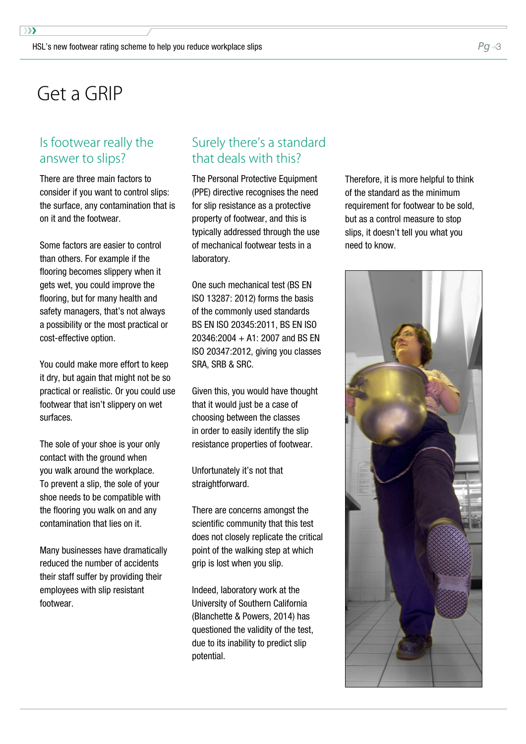# Get a GRIP

## Is footwear really the answer to slips?

There are three main factors to consider if you want to control slips: the surface, any contamination that is on it and the footwear.

Some factors are easier to control than others. For example if the flooring becomes slippery when it gets wet, you could improve the flooring, but for many health and safety managers, that's not always a possibility or the most practical or cost-effective option.

You could make more effort to keep it dry, but again that might not be so practical or realistic. Or you could use footwear that isn't slippery on wet surfaces.

The sole of your shoe is your only contact with the ground when you walk around the workplace. To prevent a slip, the sole of your shoe needs to be compatible with the flooring you walk on and any contamination that lies on it.

Many businesses have dramatically reduced the number of accidents their staff suffer by providing their employees with slip resistant footwear.

## Surely there's a standard that deals with this?

The Personal Protective Equipment (PPE) directive recognises the need for slip resistance as a protective property of footwear, and this is typically addressed through the use of mechanical footwear tests in a laboratory.

One such mechanical test (BS EN ISO 13287: 2012) forms the basis of the commonly used standards BS EN ISO 20345:2011, BS EN ISO 20346:2004 + A1: 2007 and BS EN ISO 20347:2012, giving you classes SRA, SRB & SRC.

Given this, you would have thought that it would just be a case of choosing between the classes in order to easily identify the slip resistance properties of footwear.

Unfortunately it's not that straightforward.

There are concerns amongst the scientific community that this test does not closely replicate the critical point of the walking step at which grip is lost when you slip.

Indeed, laboratory work at the University of Southern California (Blanchette & Powers, 2014) has questioned the validity of the test, due to its inability to predict slip potential.

Therefore, it is more helpful to think of the standard as the minimum requirement for footwear to be sold, but as a control measure to stop slips, it doesn't tell you what you need to know.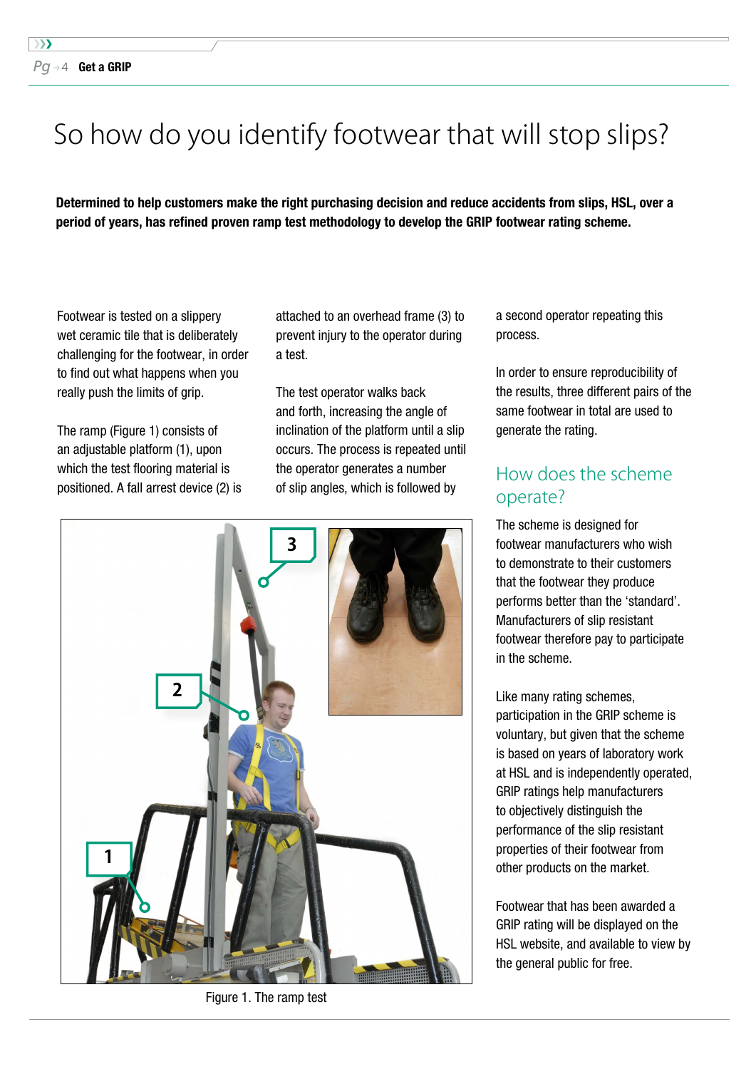# So how do you identify footwear that will stop slips?

**Determined to help customers make the right purchasing decision and reduce accidents from slips, HSL, over a period of years, has refined proven ramp test methodology to develop the GRIP footwear rating scheme.**

Footwear is tested on a slippery wet ceramic tile that is deliberately challenging for the footwear, in order to find out what happens when you really push the limits of grip.

The ramp (Figure 1) consists of an adjustable platform (1), upon which the test flooring material is positioned. A fall arrest device (2) is attached to an overhead frame (3) to prevent injury to the operator during a test.

The test operator walks back and forth, increasing the angle of inclination of the platform until a slip occurs. The process is repeated until the operator generates a number of slip angles, which is followed by a second operator repeating this process.

In order to ensure reproducibility of the results, three different pairs of the same footwear in total are used to generate the rating.

Figure 1. The ramp test

## How does the scheme operate?

The scheme is designed for footwear manufacturers who wish to demonstrate to their customers that the footwear they produce performs better than the 'standard'. Manufacturers of slip resistant footwear therefore pay to participate in the scheme.

Like many rating schemes, participation in the GRIP scheme is voluntary, but given that the scheme is based on years of laboratory work at HSL and is independently operated, GRIP ratings help manufacturers to objectively distinguish the performance of the slip resistant properties of their footwear from other products on the market.

Footwear that has been awarded a GRIP rating will be displayed on the HSL website, and available to view by the general public for free.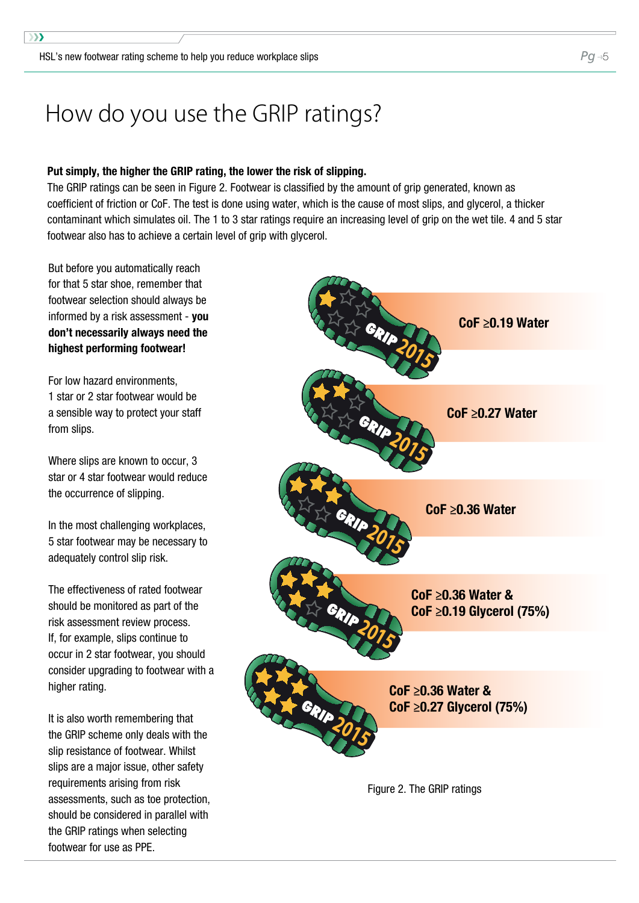# How do you use the GRIP ratings?

**Put simply, the higher the GRIP rating, the lower the risk of slipping.**

The GRIP ratings can be seen in Figure 2. Footwear is classified by the amount of grip generated, known as coefficient of friction or CoF. The test is done using water, which is the cause of most slips, and glycerol, a thicker contaminant which simulates oil. The 1 to 3 star ratings require an increasing level of grip on the wet tile. 4 and 5 star footwear also has to achieve a certain level of grip with glycerol.

But before you automatically reach for that 5 star shoe, remember that footwear selection should always be informed by a risk assessment - **you don't necessarily always need the highest performing footwear!**

For low hazard environments, 1 star or 2 star footwear would be a sensible way to protect your staff from slips.

Where slips are known to occur, 3 star or 4 star footwear would reduce the occurrence of slipping.

In the most challenging workplaces, 5 star footwear may be necessary to adequately control slip risk.

The effectiveness of rated footwear should be monitored as part of the risk assessment review process. If, for example, slips continue to occur in 2 star footwear, you should consider upgrading to footwear with a higher rating.

It is also worth remembering that the GRIP scheme only deals with the slip resistance of footwear. Whilst slips are a major issue, other safety requirements arising from risk assessments, such as toe protection, should be considered in parallel with the GRIP ratings when selecting footwear for use as PPE.

- 1 star (GRIP 2015): **CoF ≥0.19 Water**
- 2 star (GRIP 2015): **CoF ≥0.27 Water**
- 3 star (GRIP 2015): **CoF ≥0.36 Water**
- 4 star (GRIP 2015): **CoF ≥0.36 Water & CoF ≥0.19 Glycerol (75%)**
- 5 star (GRIP 2015): **CoF ≥0.36 Water & CoF ≥0.27 Glycerol (75%)**

Figure 2. The GRIP ratings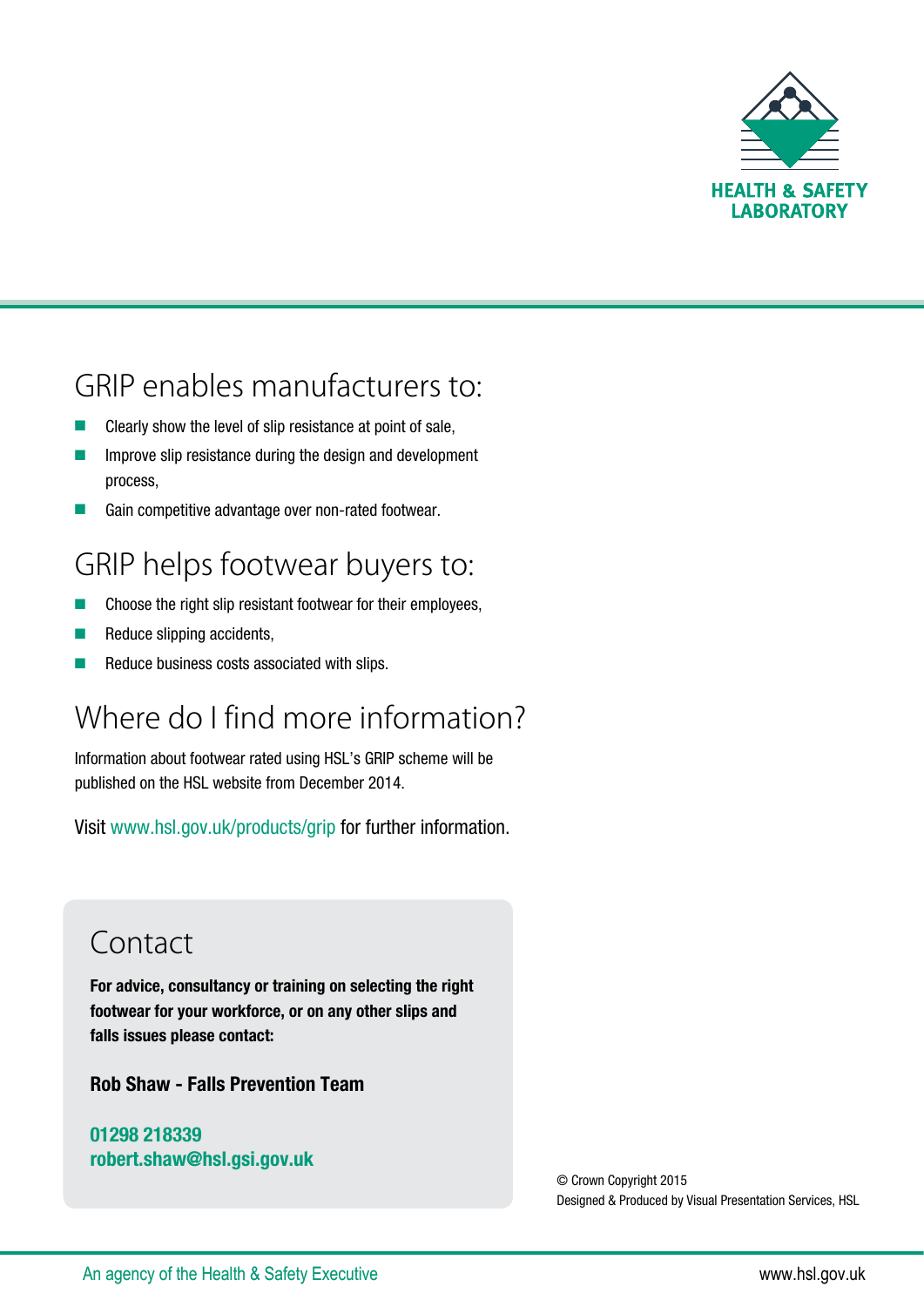HEALTH & SAFETY LABORATORY

## GRIP enables manufacturers to:

- Clearly show the level of slip resistance at point of sale,
- Improve slip resistance during the design and development process,
- Gain competitive advantage over non-rated footwear.

## GRIP helps footwear buyers to:

- Choose the right slip resistant footwear for their employees,
- Reduce slipping accidents,
- Reduce business costs associated with slips.

## Where do I find more information?

Information about footwear rated using HSL's GRIP scheme will be published on the HSL website from December 2014.

Visit www.hsl.gov.uk/products/grip for further information.

## Contact

**For advice, consultancy or training on selecting the right footwear for your workforce, or on any other slips and falls issues please contact:**

**Rob Shaw - Falls Prevention Team**

**01298 218339**
**robert.shaw@hsl.gsi.gov.uk**

© Crown Copyright 2015
Designed & Produced by Visual Presentation Services, HSL

An agency of the Health & Safety Executive

www.hsl.gov.uk